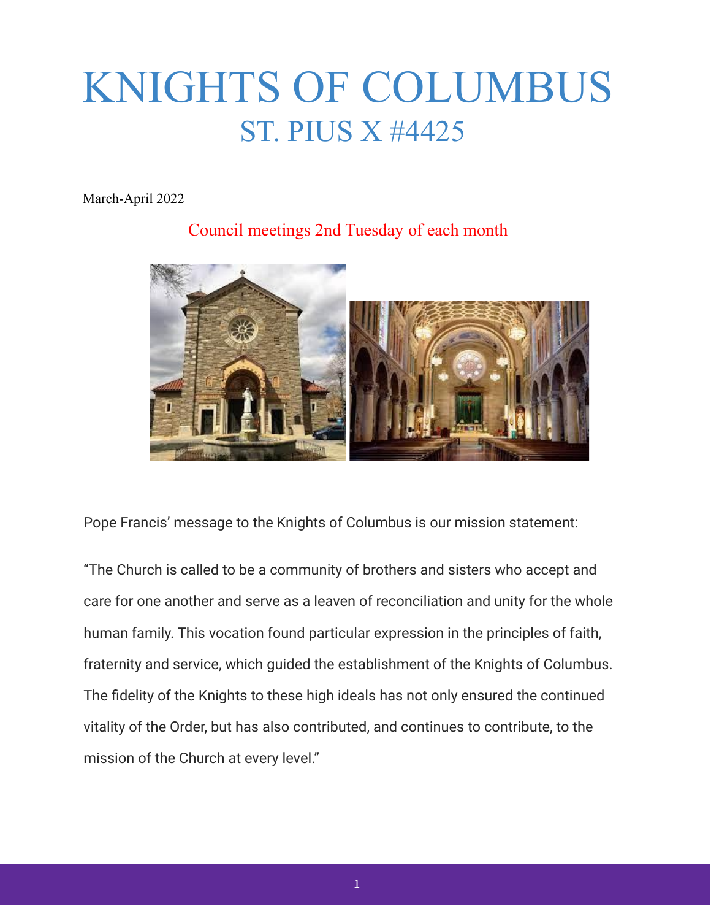# KNIGHTS OF COLUMBUS

## ST. PIUS X #4425

March-April 2022

Council meetings 2nd Tuesday of each month

Pope Francis' message to the Knights of Columbus is our mission statement:

"The Church is called to be a community of brothers and sisters who accept and care for one another and serve as a leaven of reconciliation and unity for the whole human family. This vocation found particular expression in the principles of faith, fraternity and service, which guided the establishment of the Knights of Columbus. The fidelity of the Knights to these high ideals has not only ensured the continued vitality of the Order, but has also contributed, and continues to contribute, to the mission of the Church at every level."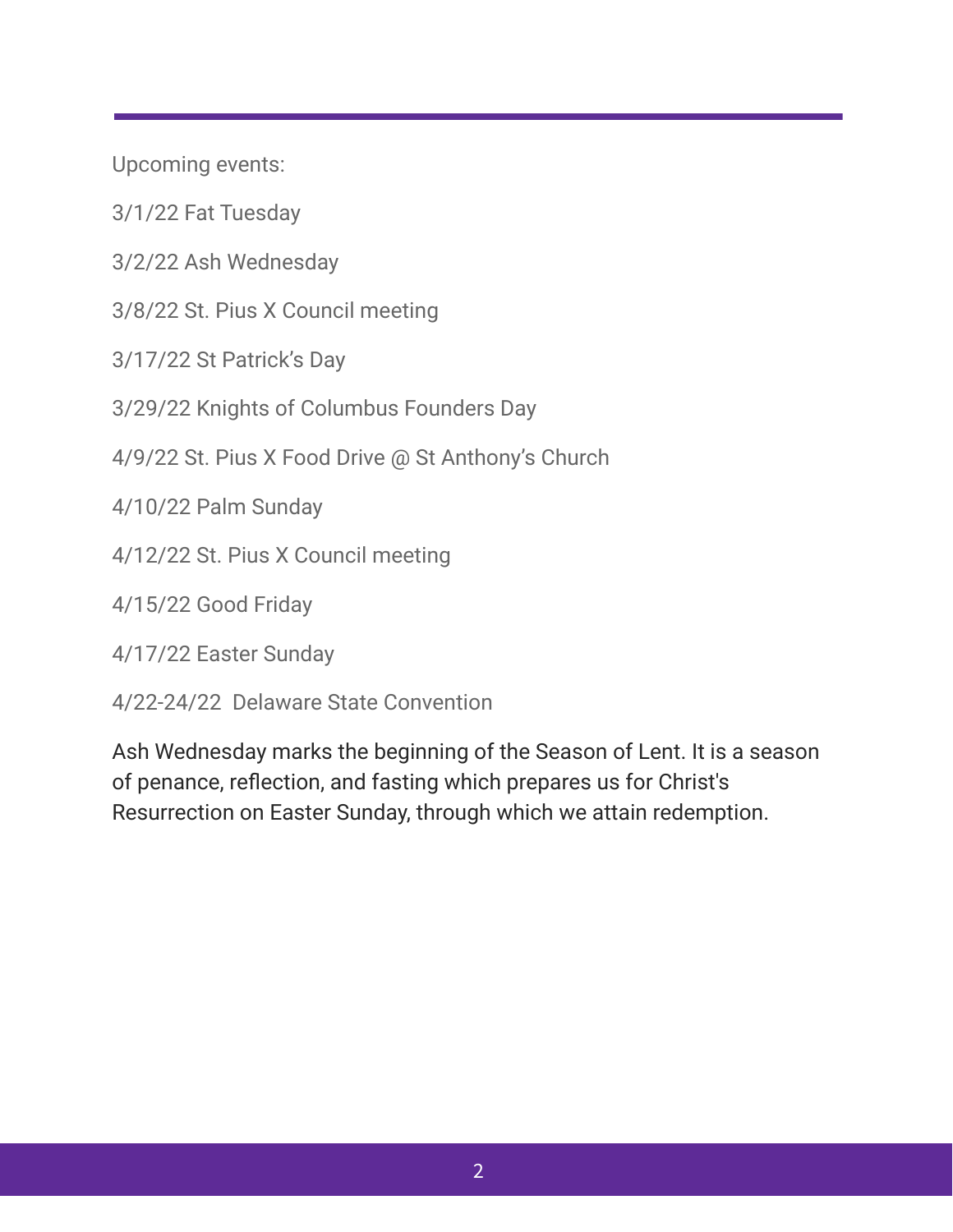Upcoming events:

3/1/22 Fat Tuesday

3/2/22 Ash Wednesday

3/8/22 St. Pius X Council meeting

3/17/22 St Patrick's Day

3/29/22 Knights of Columbus Founders Day

4/9/22 St. Pius X Food Drive @ St Anthony's Church

4/10/22 Palm Sunday

4/12/22 St. Pius X Council meeting

4/15/22 Good Friday

4/17/22 Easter Sunday

4/22-24/22 Delaware State Convention

Ash Wednesday marks the beginning of the Season of Lent. It is a season of penance, reflection, and fasting which prepares us for Christ's Resurrection on Easter Sunday, through which we attain redemption.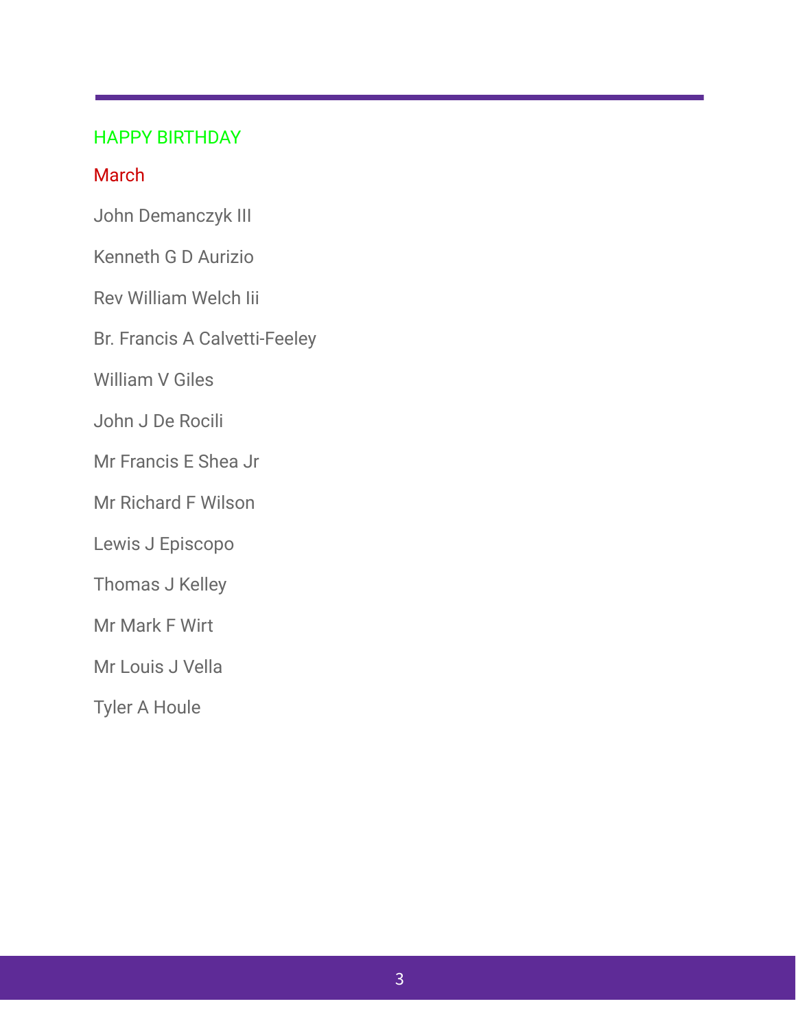## HAPPY BIRTHDAY

### March

John Demanczyk III

Kenneth G D Aurizio

Rev William Welch Iii

Br. Francis A Calvetti-Feeley

William V Giles

John J De Rocili

Mr Francis E Shea Jr

Mr Richard F Wilson

Lewis J Episcopo

Thomas J Kelley

Mr Mark F Wirt

Mr Louis J Vella

Tyler A Houle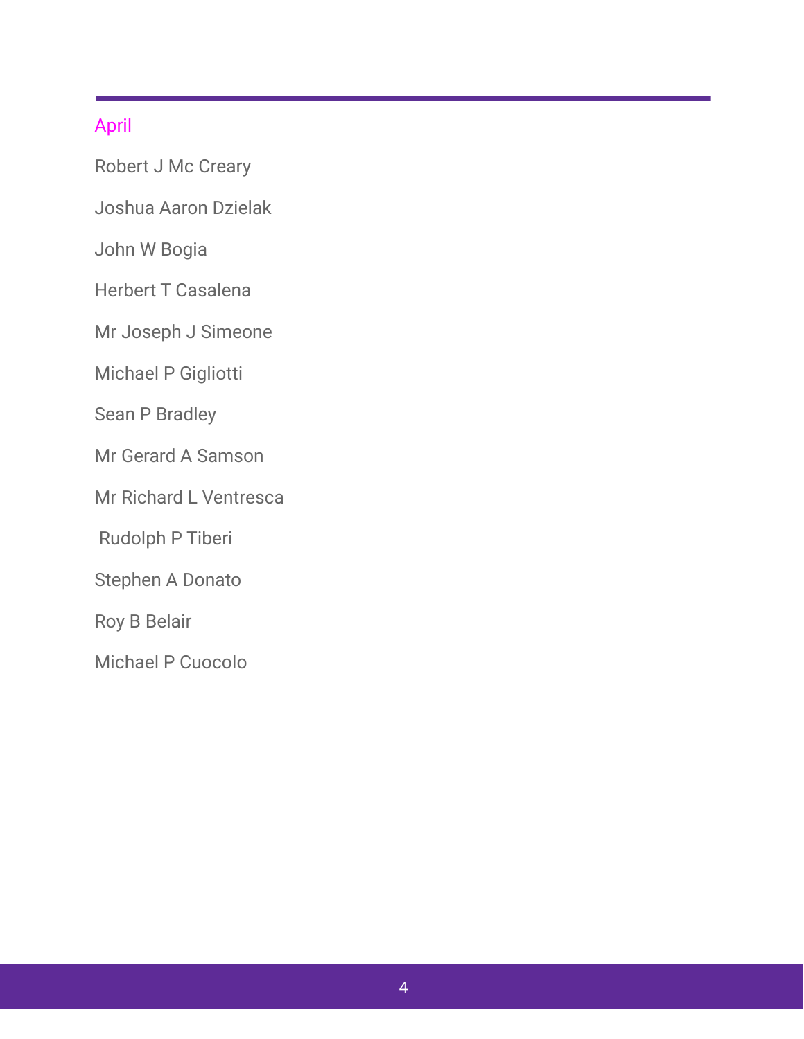## April

Robert J Mc Creary

Joshua Aaron Dzielak

John W Bogia

Herbert T Casalena

Mr Joseph J Simeone

Michael P Gigliotti

Sean P Bradley

Mr Gerard A Samson

Mr Richard L Ventresca

Rudolph P Tiberi

Stephen A Donato

Roy B Belair

Michael P Cuocolo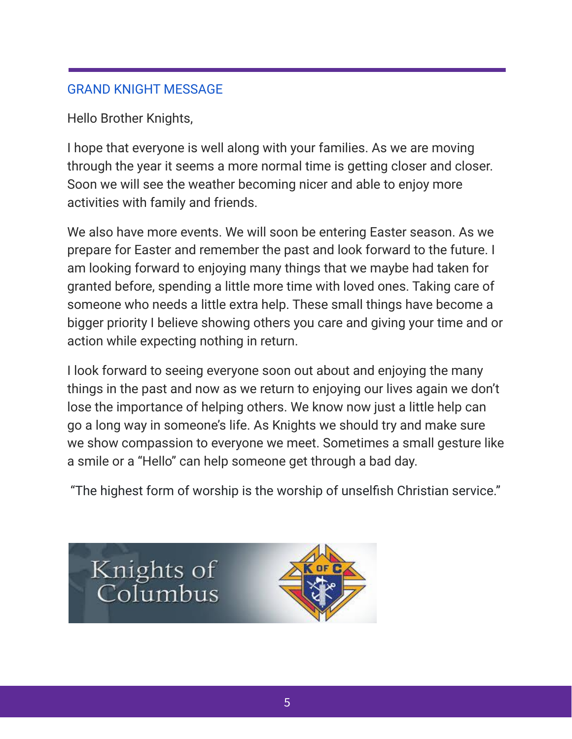## GRAND KNIGHT MESSAGE

Hello Brother Knights,

I hope that everyone is well along with your families. As we are moving through the year it seems a more normal time is getting closer and closer. Soon we will see the weather becoming nicer and able to enjoy more activities with family and friends.

We also have more events. We will soon be entering Easter season. As we prepare for Easter and remember the past and look forward to the future. I am looking forward to enjoying many things that we maybe had taken for granted before, spending a little more time with loved ones. Taking care of someone who needs a little extra help. These small things have become a bigger priority I believe showing others you care and giving your time and or action while expecting nothing in return.

I look forward to seeing everyone soon out about and enjoying the many things in the past and now as we return to enjoying our lives again we don't lose the importance of helping others. We know now just a little help can go a long way in someone's life. As Knights we should try and make sure we show compassion to everyone we meet. Sometimes a small gesture like a smile or a "Hello" can help someone get through a bad day.

"The highest form of worship is the worship of unselfish Christian service."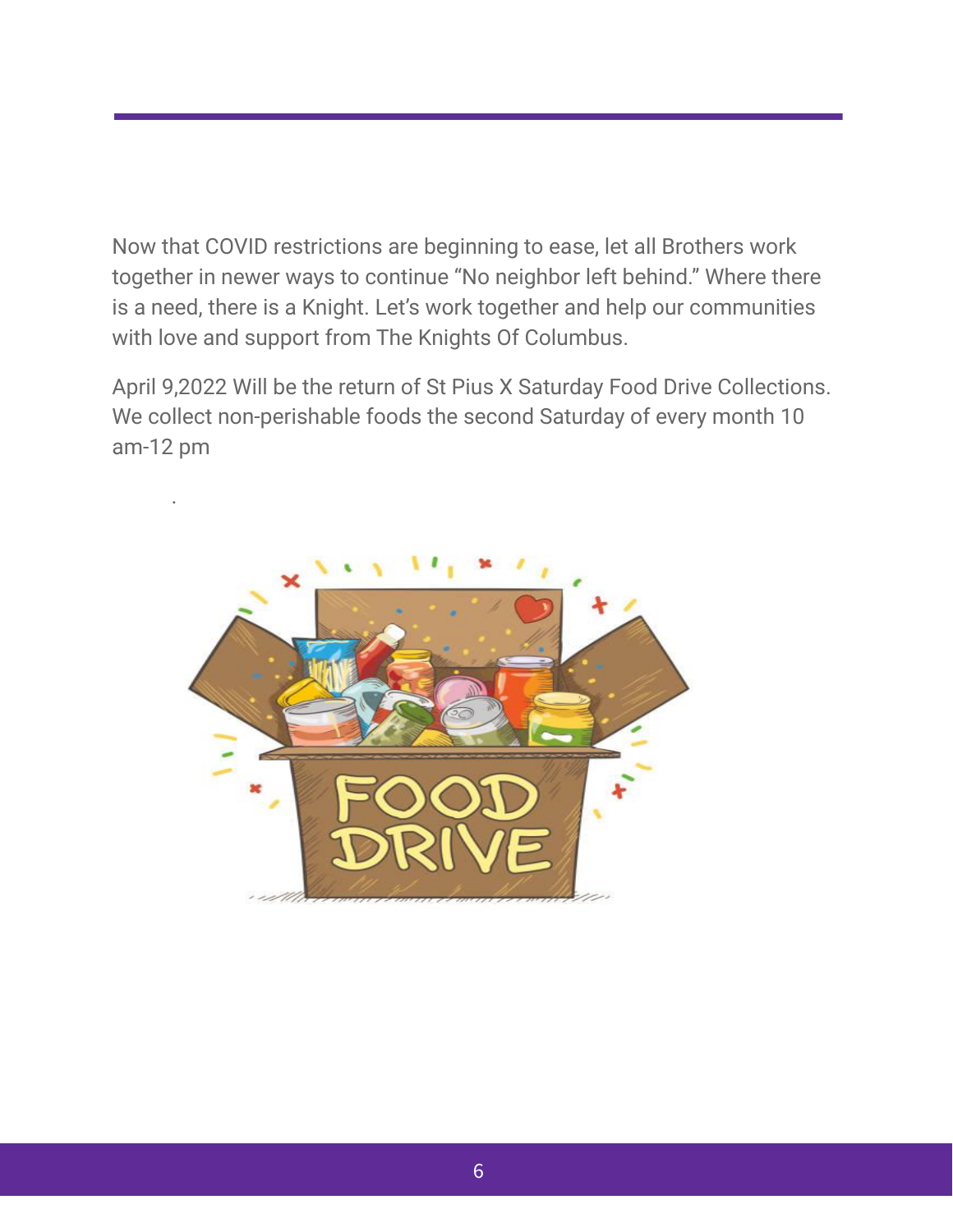Now that COVID restrictions are beginning to ease, let all Brothers work together in newer ways to continue “No neighbor left behind.” Where there is a need, there is a Knight. Let’s work together and help our communities with love and support from The Knights Of Columbus.

April 9,2022 Will be the return of St Pius X Saturday Food Drive Collections. We collect non-perishable foods the second Saturday of every month 10 am-12 pm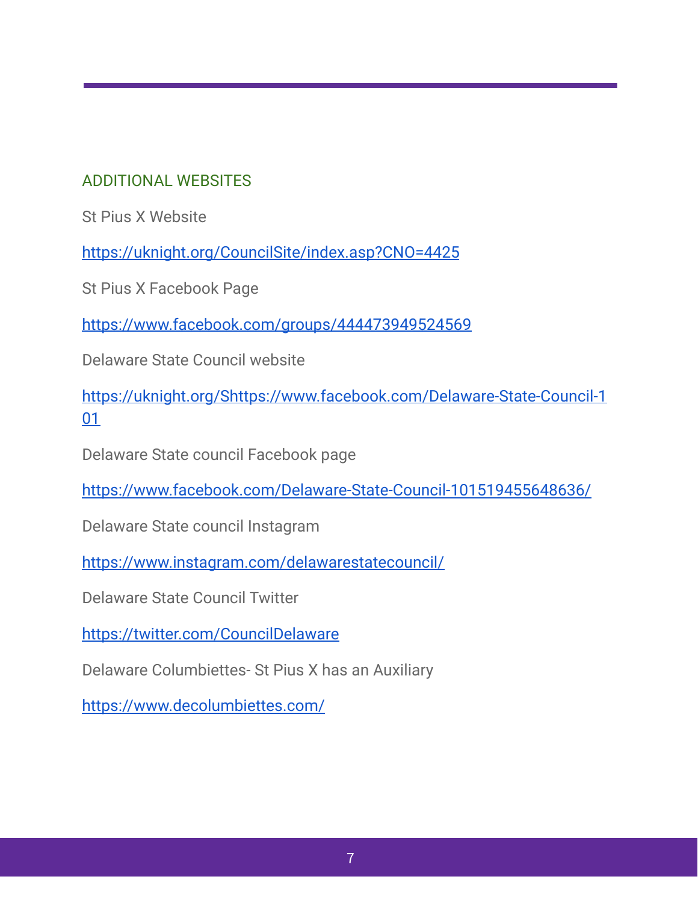## ADDITIONAL WEBSITES

St Pius X Website

https://uknight.org/CouncilSite/index.asp?CNO=4425

St Pius X Facebook Page

https://www.facebook.com/groups/444473949524569

Delaware State Council website

https://uknight.org/Shttps://www.facebook.com/Delaware-State-Council-101

Delaware State council Facebook page

https://www.facebook.com/Delaware-State-Council-101519455648636/

Delaware State council Instagram

https://www.instagram.com/delawarestatecouncil/

Delaware State Council Twitter

https://twitter.com/CouncilDelaware

Delaware Columbiettes- St Pius X has an Auxiliary

https://www.decolumbiettes.com/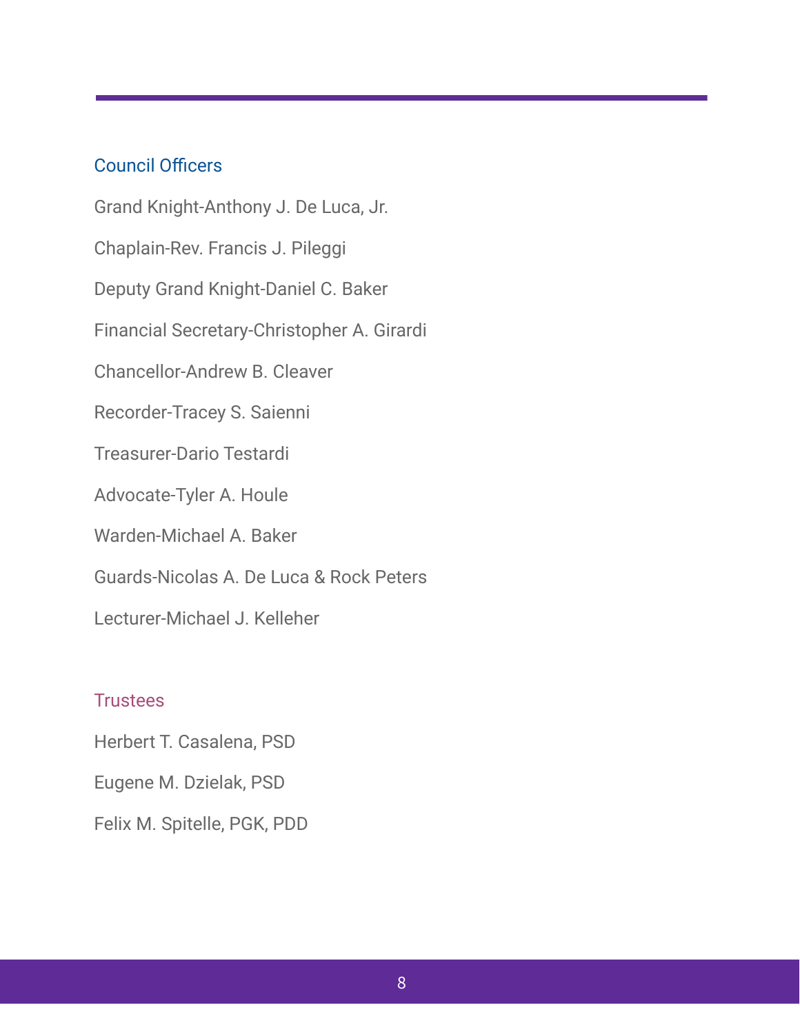## Council Officers

Grand Knight-Anthony J. De Luca, Jr.

Chaplain-Rev. Francis J. Pileggi

Deputy Grand Knight-Daniel C. Baker

Financial Secretary-Christopher A. Girardi

Chancellor-Andrew B. Cleaver

Recorder-Tracey S. Saienni

Treasurer-Dario Testardi

Advocate-Tyler A. Houle

Warden-Michael A. Baker

Guards-Nicolas A. De Luca & Rock Peters

Lecturer-Michael J. Kelleher

## Trustees

Herbert T. Casalena, PSD

Eugene M. Dzielak, PSD

Felix M. Spitelle, PGK, PDD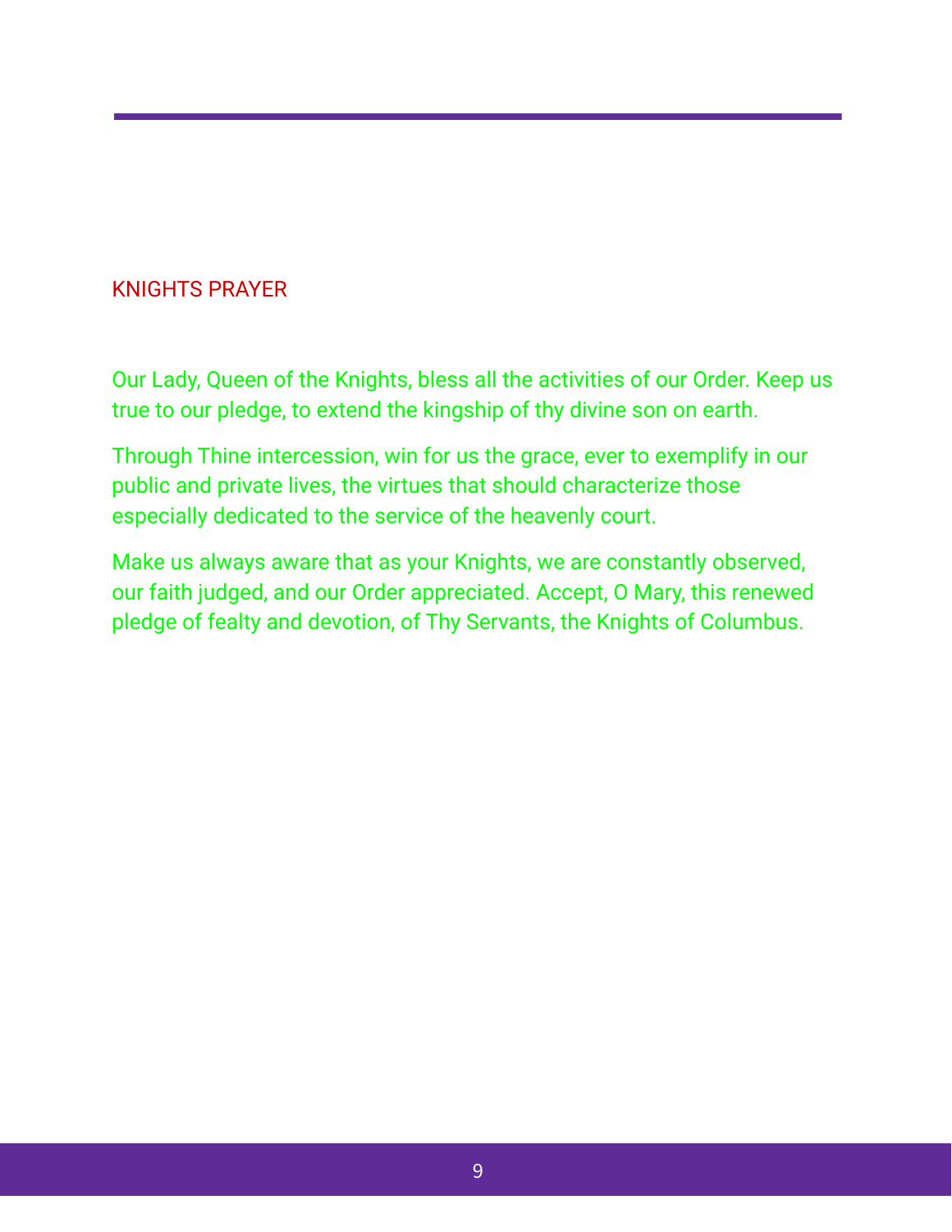## KNIGHTS PRAYER

Our Lady, Queen of the Knights, bless all the activities of our Order. Keep us true to our pledge, to extend the kingship of thy divine son on earth.

Through Thine intercession, win for us the grace, ever to exemplify in our public and private lives, the virtues that should characterize those especially dedicated to the service of the heavenly court.

Make us always aware that as your Knights, we are constantly observed, our faith judged, and our Order appreciated. Accept, O Mary, this renewed pledge of fealty and devotion, of Thy Servants, the Knights of Columbus.